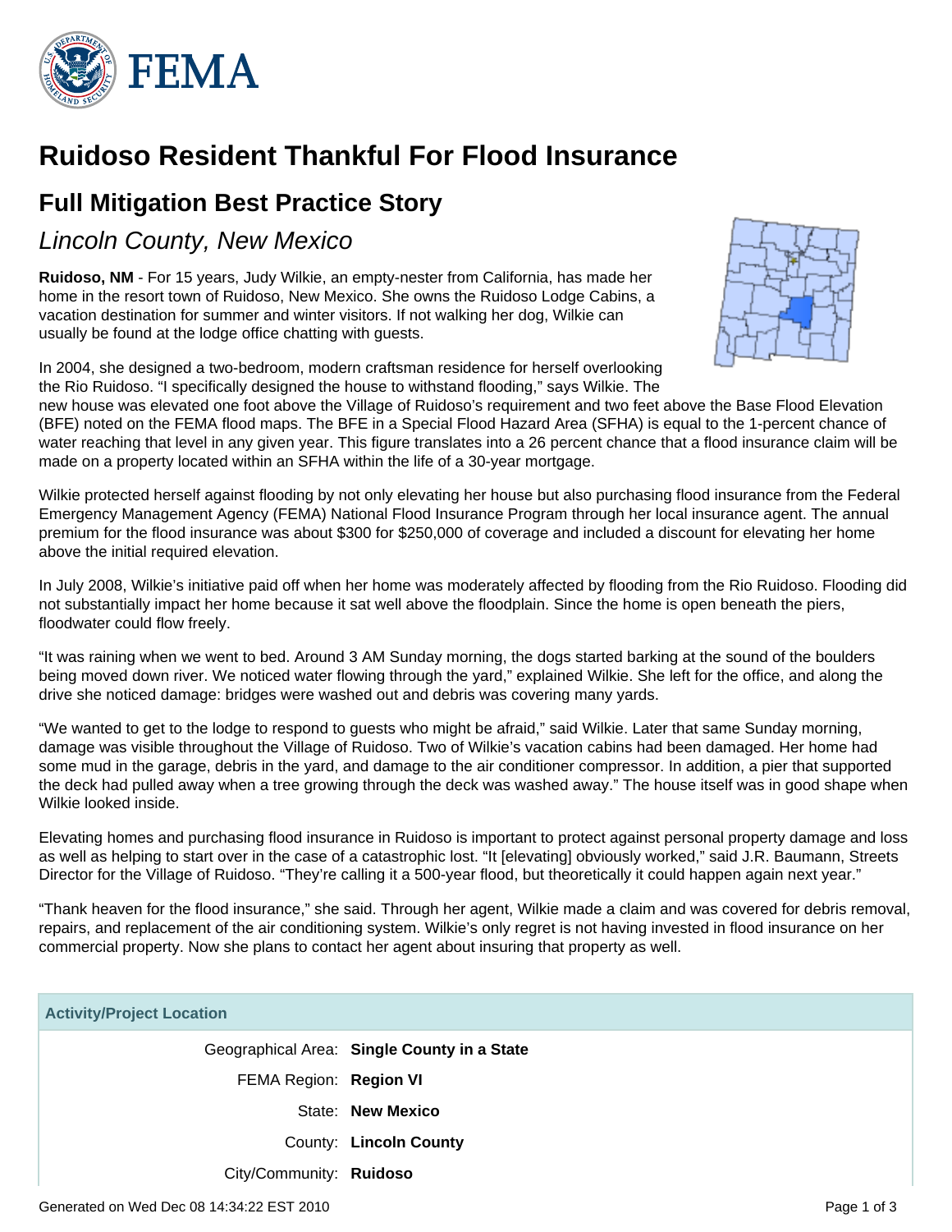# Ruidoso Resident Thankful For Flood Insurance

## Full Mitigation Best Practice Story

### *Lincoln County, New Mexico*

**Ruidoso, NM** - For 15 years, Judy Wilkie, an empty-nester from California, has made her home in the resort town of Ruidoso, New Mexico. She owns the Ruidoso Lodge Cabins, a vacation destination for summer and winter visitors. If not walking her dog, Wilkie can usually be found at the lodge office chatting with guests.

In 2004, she designed a two-bedroom, modern craftsman residence for herself overlooking the Rio Ruidoso. "I specifically designed the house to withstand flooding," says Wilkie. The new house was elevated one foot above the Village of Ruidoso's requirement and two feet above the Base Flood Elevation (BFE) noted on the FEMA flood maps. The BFE in a Special Flood Hazard Area (SFHA) is equal to the 1-percent chance of water reaching that level in any given year. This figure translates into a 26 percent chance that a flood insurance claim will be made on a property located within an SFHA within the life of a 30-year mortgage.

Wilkie protected herself against flooding by not only elevating her house but also purchasing flood insurance from the Federal Emergency Management Agency (FEMA) National Flood Insurance Program through her local insurance agent. The annual premium for the flood insurance was about $300 for $250,000 of coverage and included a discount for elevating her home above the initial required elevation.

In July 2008, Wilkie's initiative paid off when her home was moderately affected by flooding from the Rio Ruidoso. Flooding did not substantially impact her home because it sat well above the floodplain. Since the home is open beneath the piers, floodwater could flow freely.

"It was raining when we went to bed. Around 3 AM Sunday morning, the dogs started barking at the sound of the boulders being moved down river. We noticed water flowing through the yard," explained Wilkie. She left for the office, and along the drive she noticed damage: bridges were washed out and debris was covering many yards.

"We wanted to get to the lodge to respond to guests who might be afraid," said Wilkie. Later that same Sunday morning, damage was visible throughout the Village of Ruidoso. Two of Wilkie's vacation cabins had been damaged. Her home had some mud in the garage, debris in the yard, and damage to the air conditioner compressor. In addition, a pier that supported the deck had pulled away when a tree growing through the deck was washed away." The house itself was in good shape when Wilkie looked inside.

Elevating homes and purchasing flood insurance in Ruidoso is important to protect against personal property damage and loss as well as helping to start over in the case of a catastrophic lost. "It [elevating] obviously worked," said J.R. Baumann, Streets Director for the Village of Ruidoso. "They're calling it a 500-year flood, but theoretically it could happen again next year."

"Thank heaven for the flood insurance," she said. Through her agent, Wilkie made a claim and was covered for debris removal, repairs, and replacement of the air conditioning system. Wilkie's only regret is not having invested in flood insurance on her commercial property. Now she plans to contact her agent about insuring that property as well.

| Activity/Project Location | |
|---|---|
| Geographical Area: | **Single County in a State** |
| FEMA Region: | **Region VI** |
| State: | **New Mexico** |
| County: | **Lincoln County** |
| City/Community: | **Ruidoso** |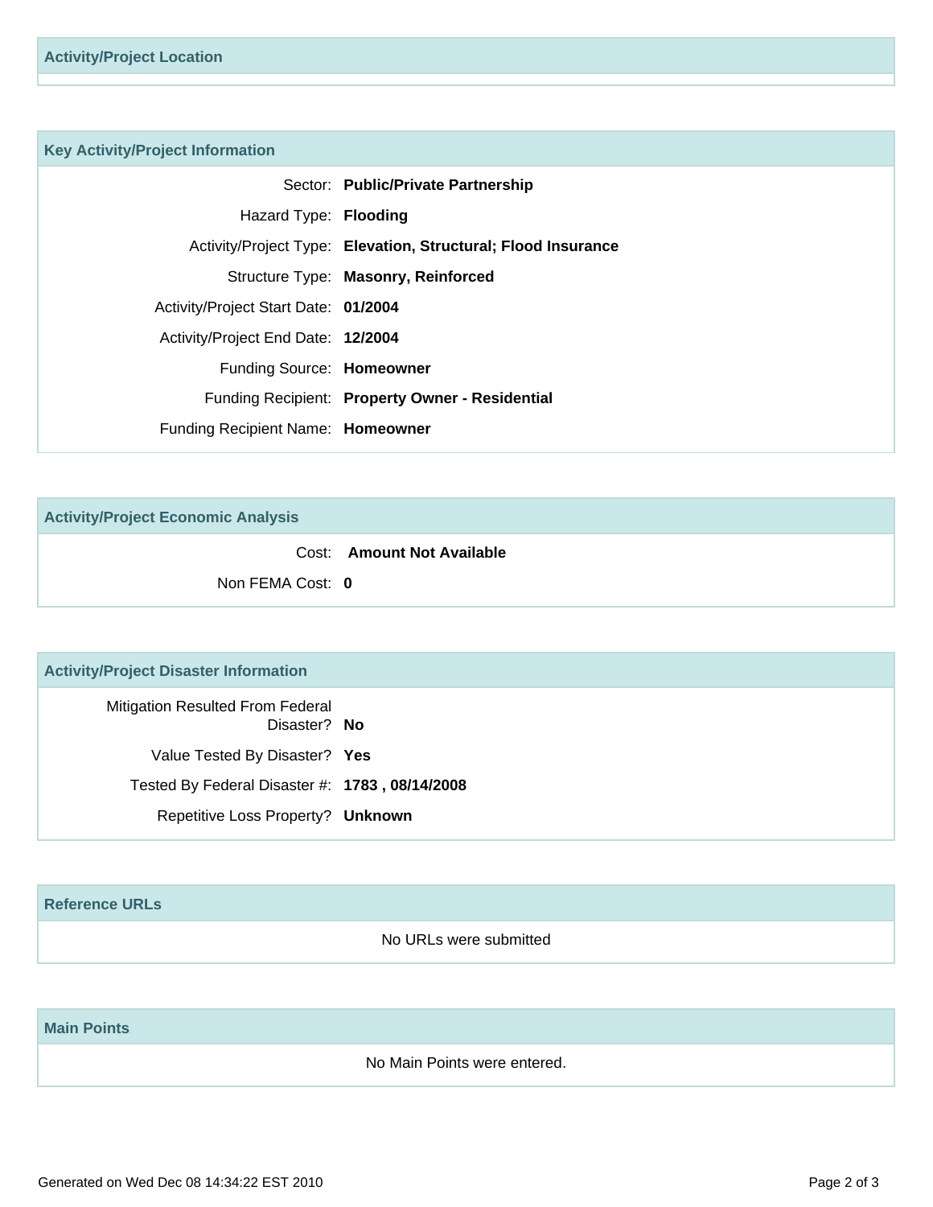## Activity/Project Location

## Key Activity/Project Information

| | |
|---|---|
| Sector: | **Public/Private Partnership** |
| Hazard Type: | **Flooding** |
| Activity/Project Type: | **Elevation, Structural; Flood Insurance** |
| Structure Type: | **Masonry, Reinforced** |
| Activity/Project Start Date: | **01/2004** |
| Activity/Project End Date: | **12/2004** |
| Funding Source: | **Homeowner** |
| Funding Recipient: | **Property Owner - Residential** |
| Funding Recipient Name: | **Homeowner** |

## Activity/Project Economic Analysis

| | |
|---|---|
| Cost: | **Amount Not Available** |
| Non FEMA Cost: | **0** |

## Activity/Project Disaster Information

| | |
|---|---|
| Mitigation Resulted From Federal Disaster? | **No** |
| Value Tested By Disaster? | **Yes** |
| Tested By Federal Disaster #: | **1783 , 08/14/2008** |
| Repetitive Loss Property? | **Unknown** |

## Reference URLs

No URLs were submitted

## Main Points

No Main Points were entered.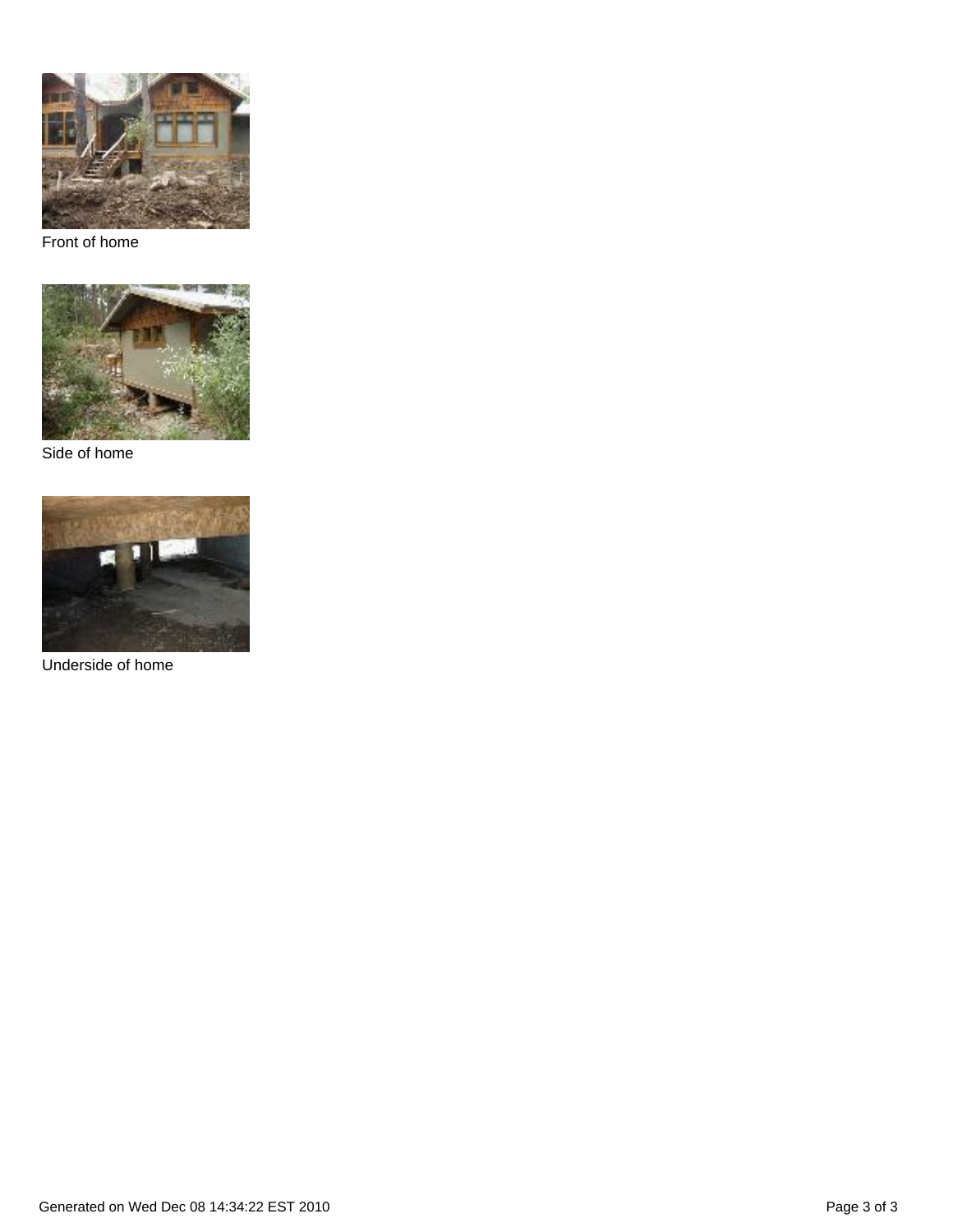Front of home

Side of home

Underside of home